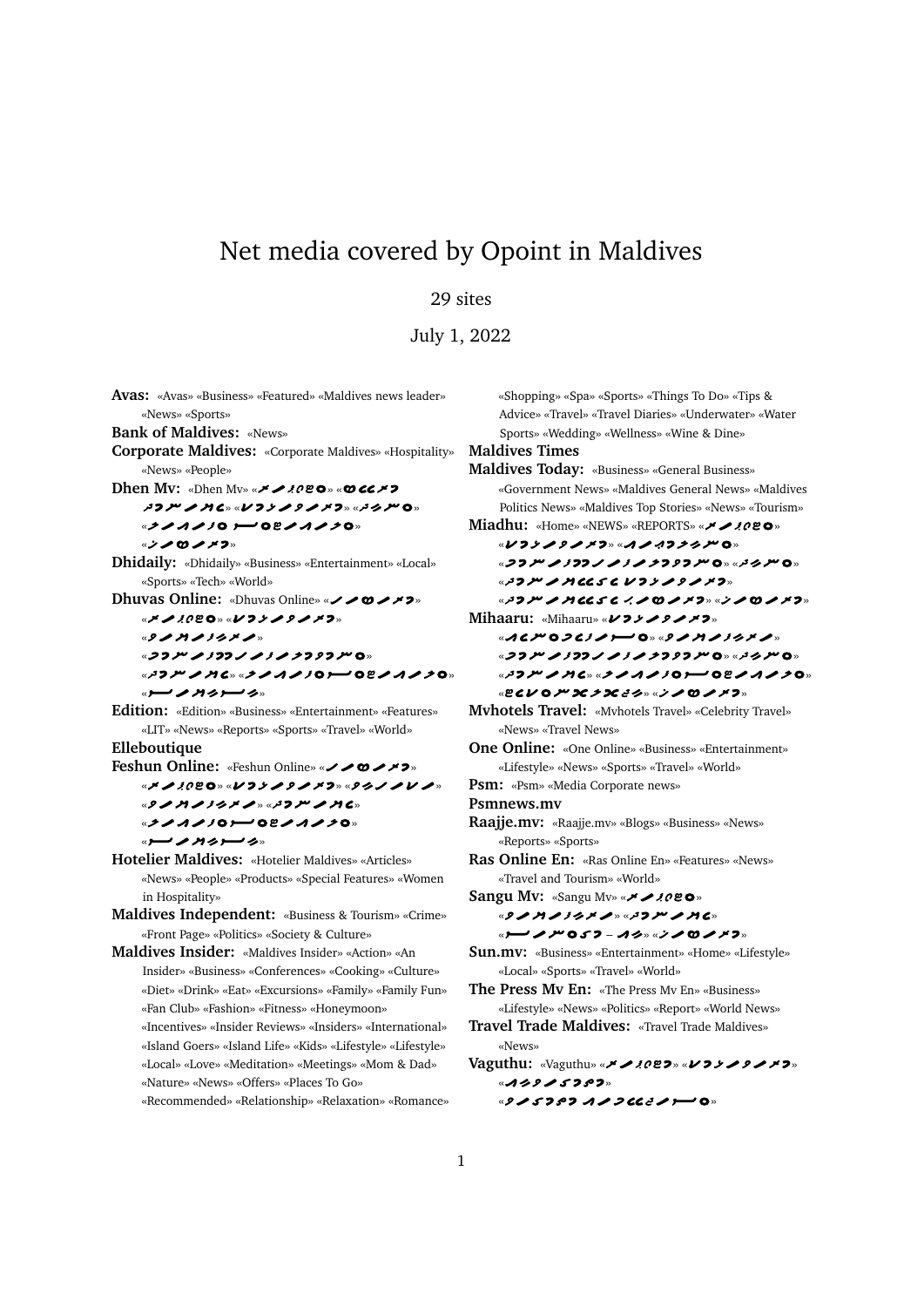# Net media covered by Opoint in Maldives

29 sites

July 1, 2022

**Avas:** «Avas» «Business» «Featured» «Maldives news leader» «News» «Sports»

**Bank of Maldives:** «News»

**Corporate Maldives:** «Corporate Maldives» «Hospitality» «News» «People»

**Dhen Mv:** «Dhen Mv»

**Dhidaily:** «Dhidaily» «Business» «Entertainment» «Local» «Sports» «Tech» «World»

**Dhuvas Online:** «Dhuvas Online»

**Edition:** «Edition» «Business» «Entertainment» «Features» «LIT» «News» «Reports» «Sports» «Travel» «World»

**Elleboutique**

**Feshun Online:** «Feshun Online»

**Hotelier Maldives:** «Hotelier Maldives» «Articles» «News» «People» «Products» «Special Features» «Women in Hospitality»

**Maldives Independent:** «Business & Tourism» «Crime» «Front Page» «Politics» «Society & Culture»

**Maldives Insider:** «Maldives Insider» «Action» «An Insider» «Business» «Conferences» «Cooking» «Culture» «Diet» «Drink» «Eat» «Excursions» «Family» «Family Fun» «Fan Club» «Fashion» «Fitness» «Honeymoon» «Incentives» «Insider Reviews» «Insiders» «International» «Island Goers» «Island Life» «Kids» «Lifestyle» «Lifestyle» «Local» «Love» «Meditation» «Meetings» «Mom & Dad» «Nature» «News» «Offers» «Places To Go» «Recommended» «Relationship» «Relaxation» «Romance» «Shopping» «Spa» «Sports» «Things To Do» «Tips & Advice» «Travel» «Travel Diaries» «Underwater» «Water Sports» «Wedding» «Wellness» «Wine & Dine»

**Maldives Times**

**Maldives Today:** «Business» «General Business» «Government News» «Maldives General News» «Maldives Politics News» «Maldives Top Stories» «News» «Tourism»

**Miadhu:** «Home» «NEWS» «REPORTS»

**Mihaaru:** «Mihaaru»

**Mvhotels Travel:** «Mvhotels Travel» «Celebrity Travel» «News» «Travel News»

**One Online:** «One Online» «Business» «Entertainment» «Lifestyle» «News» «Sports» «Travel» «World»

**Psm:** «Psm» «Media Corporate news»

**Psmnews.mv**

**Raajje.mv:** «Raajje.mv» «Blogs» «Business» «News» «Reports» «Sports»

**Ras Online En:** «Ras Online En» «Features» «News» «Travel and Tourism» «World»

**Sangu Mv:** «Sangu Mv»

**Sun.mv:** «Business» «Entertainment» «Home» «Lifestyle» «Local» «Sports» «Travel» «World»

**The Press Mv En:** «The Press Mv En» «Business» «Lifestyle» «News» «Politics» «Report» «World News»

**Travel Trade Maldives:** «Travel Trade Maldives» «News»

**Vaguthu:** «Vaguthu»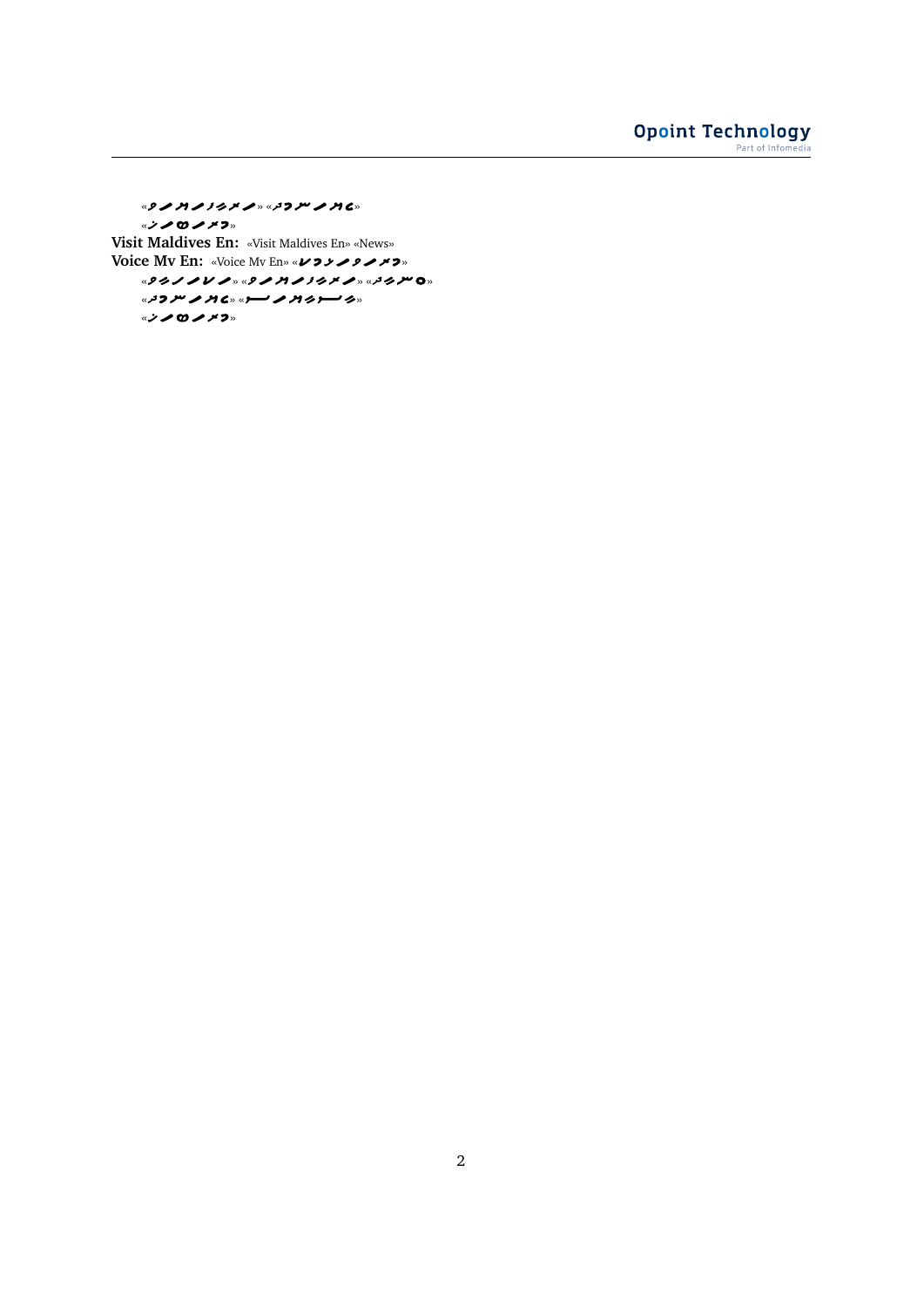«ވިޔަފާރި» «ރާއްޖެ»

«ޚަބަރު»

**Visit Maldives En:** «Visit Maldives En» «News»

**Voice Mv En:** «Voice Mv En» «ޚާއްޞަ»

«ސިޔާސީ» «ވިޔަފާރި» «ދުނިޔެ»

«ރާއްޖެ» «ކުޅިވަރު»

«ޚަބަރު»